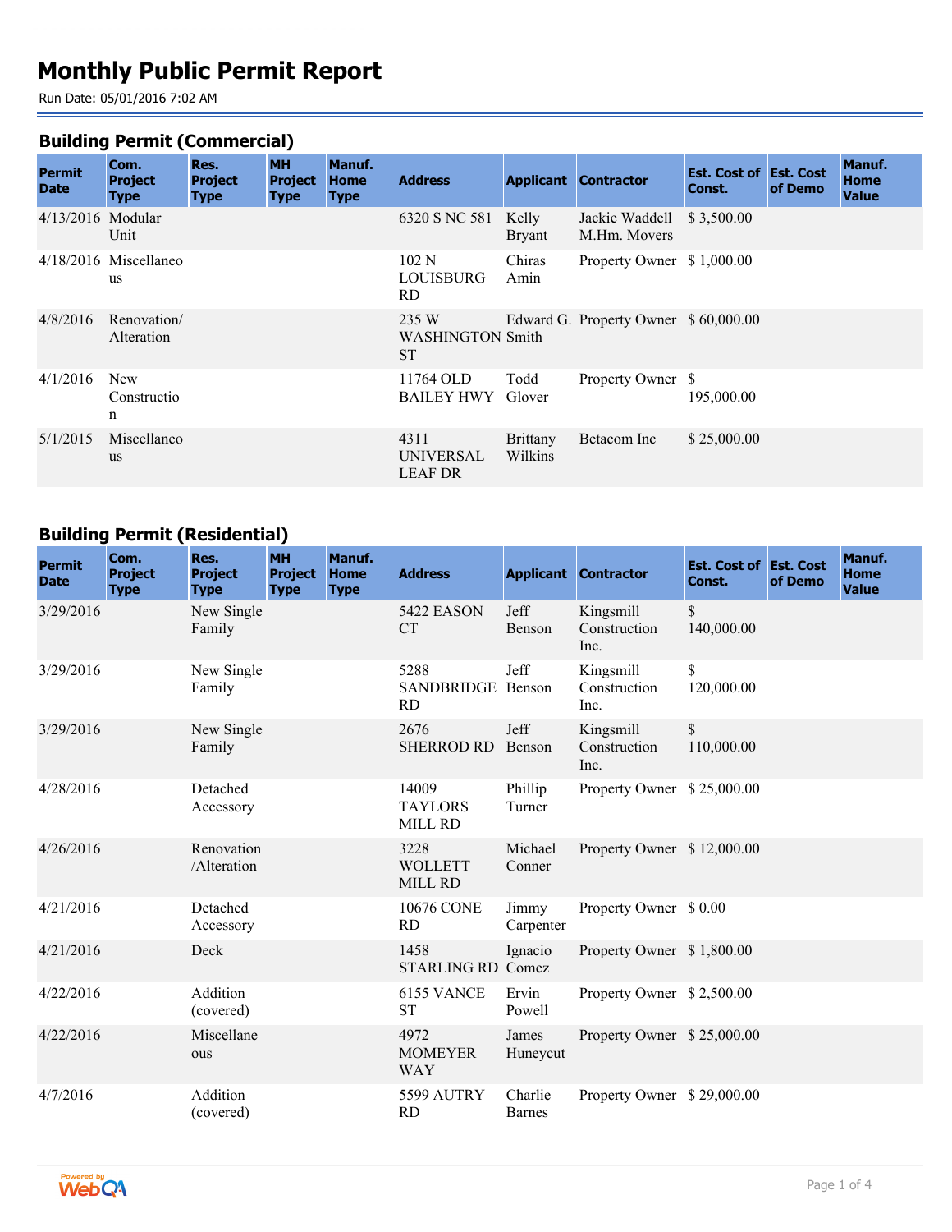# Monthly Public Permit Report

Run Date: 05/01/2016 7:02 AM

## Building Permit (Commercial)

| Permit Date | Com. Project Type | Res. Project Type | MH Project Type | Manuf. Home Type | Address | Applicant | Contractor | Est. Cost of Const. | Est. Cost of Demo | Manuf. Home Value |
|---|---|---|---|---|---|---|---|---|---|---|
| 4/13/2016 | Modular Unit | | | | 6320 S NC 581 | Kelly Bryant | Jackie Waddell M.Hm. Movers | $ 3,500.00 | | |
| 4/18/2016 | Miscellaneous | | | | 102 N LOUISBURG RD | Chiras Amin | Property Owner | $ 1,000.00 | | |
| 4/8/2016 | Renovation/ Alteration | | | | 235 W WASHINGTON ST | Edward G. Smith | Property Owner | $ 60,000.00 | | |
| 4/1/2016 | New Construction | | | | 11764 OLD BAILEY HWY | Todd Glover | Property Owner | $ 195,000.00 | | |
| 5/1/2015 | Miscellaneous | | | | 4311 UNIVERSAL LEAF DR | Brittany Wilkins | Betacom Inc | $ 25,000.00 | | |

## Building Permit (Residential)

| Permit Date | Com. Project Type | Res. Project Type | MH Project Type | Manuf. Home Type | Address | Applicant | Contractor | Est. Cost of Const. | Est. Cost of Demo | Manuf. Home Value |
|---|---|---|---|---|---|---|---|---|---|---|
| 3/29/2016 | | New Single Family | | | 5422 EASON CT | Jeff Benson | Kingsmill Construction Inc. | $ 140,000.00 | | |
| 3/29/2016 | | New Single Family | | | 5288 SANDBRIDGE RD | Jeff Benson | Kingsmill Construction Inc. | $ 120,000.00 | | |
| 3/29/2016 | | New Single Family | | | 2676 SHERROD RD | Jeff Benson | Kingsmill Construction Inc. | $ 110,000.00 | | |
| 4/28/2016 | | Detached Accessory | | | 14009 TAYLORS MILL RD | Phillip Turner | Property Owner | $ 25,000.00 | | |
| 4/26/2016 | | Renovation /Alteration | | | 3228 WOLLETT MILL RD | Michael Conner | Property Owner | $ 12,000.00 | | |
| 4/21/2016 | | Detached Accessory | | | 10676 CONE RD | Jimmy Carpenter | Property Owner | $ 0.00 | | |
| 4/21/2016 | | Deck | | | 1458 STARLING RD | Ignacio Comez | Property Owner | $ 1,800.00 | | |
| 4/22/2016 | | Addition (covered) | | | 6155 VANCE ST | Ervin Powell | Property Owner | $ 2,500.00 | | |
| 4/22/2016 | | Miscellaneous | | | 4972 MOMEYER WAY | James Huneycut | Property Owner | $ 25,000.00 | | |
| 4/7/2016 | | Addition (covered) | | | 5599 AUTRY RD | Charlie Barnes | Property Owner | $ 29,000.00 | | |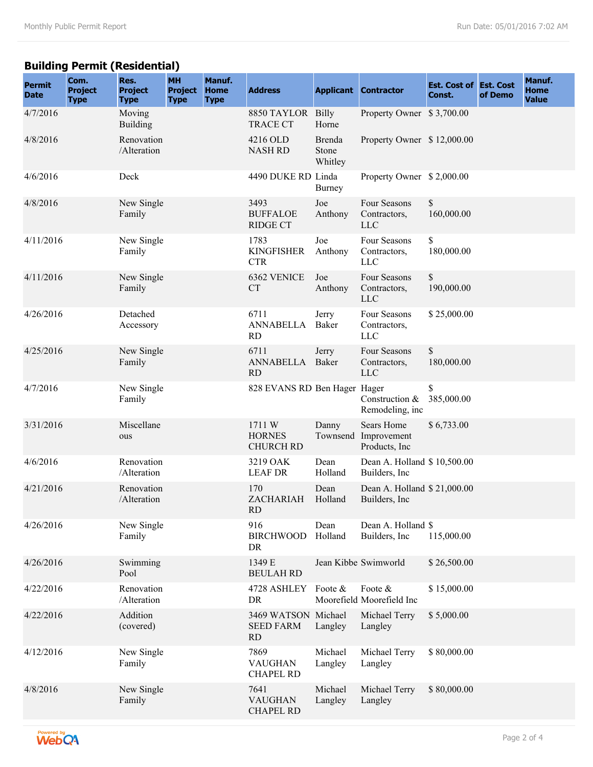## Building Permit (Residential)

| Permit Date | Com. Project Type | Res. Project Type | MH Project Type | Manuf. Home Type | Address | Applicant | Contractor | Est. Cost of Const. | Est. Cost of Demo | Manuf. Home Value |
|---|---|---|---|---|---|---|---|---|---|---|
| 4/7/2016 | | Moving Building | | | 8850 TAYLOR TRACE CT | Billy Horne | Property Owner | $ 3,700.00 | | |
| 4/8/2016 | | Renovation /Alteration | | | 4216 OLD NASH RD | Brenda Stone Whitley | Property Owner | $ 12,000.00 | | |
| 4/6/2016 | | Deck | | | 4490 DUKE RD | Linda Burney | Property Owner | $ 2,000.00 | | |
| 4/8/2016 | | New Single Family | | | 3493 BUFFALOE RIDGE CT | Joe Anthony | Four Seasons Contractors, LLC | $ 160,000.00 | | |
| 4/11/2016 | | New Single Family | | | 1783 KINGFISHER CTR | Joe Anthony | Four Seasons Contractors, LLC | $ 180,000.00 | | |
| 4/11/2016 | | New Single Family | | | 6362 VENICE CT | Joe Anthony | Four Seasons Contractors, LLC | $ 190,000.00 | | |
| 4/26/2016 | | Detached Accessory | | | 6711 ANNABELLA RD | Jerry Baker | Four Seasons Contractors, LLC | $ 25,000.00 | | |
| 4/25/2016 | | New Single Family | | | 6711 ANNABELLA RD | Jerry Baker | Four Seasons Contractors, LLC | $ 180,000.00 | | |
| 4/7/2016 | | New Single Family | | | 828 EVANS RD | Ben Hager | Hager Construction & Remodeling, inc | $ 385,000.00 | | |
| 3/31/2016 | | Miscellaneous | | | 1711 W HORNES CHURCH RD | Danny Townsend | Sears Home Improvement Products, Inc | $ 6,733.00 | | |
| 4/6/2016 | | Renovation /Alteration | | | 3219 OAK LEAF DR | Dean Holland | Dean A. Holland Builders, Inc | $ 10,500.00 | | |
| 4/21/2016 | | Renovation /Alteration | | | 170 ZACHARIAH RD | Dean Holland | Dean A. Holland Builders, Inc | $ 21,000.00 | | |
| 4/26/2016 | | New Single Family | | | 916 BIRCHWOOD DR | Dean Holland | Dean A. Holland Builders, Inc | $ 115,000.00 | | |
| 4/26/2016 | | Swimming Pool | | | 1349 E BEULAH RD | Jean Kibbe | Swimworld | $ 26,500.00 | | |
| 4/22/2016 | | Renovation /Alteration | | | 4728 ASHLEY DR | Foote & Moorefield | Foote & Moorefield Inc | $ 15,000.00 | | |
| 4/22/2016 | | Addition (covered) | | | 3469 WATSON SEED FARM RD | Michael Langley | Michael Terry Langley | $ 5,000.00 | | |
| 4/12/2016 | | New Single Family | | | 7869 VAUGHAN CHAPEL RD | Michael Langley | Michael Terry Langley | $ 80,000.00 | | |
| 4/8/2016 | | New Single Family | | | 7641 VAUGHAN CHAPEL RD | Michael Langley | Michael Terry Langley | $ 80,000.00 | | |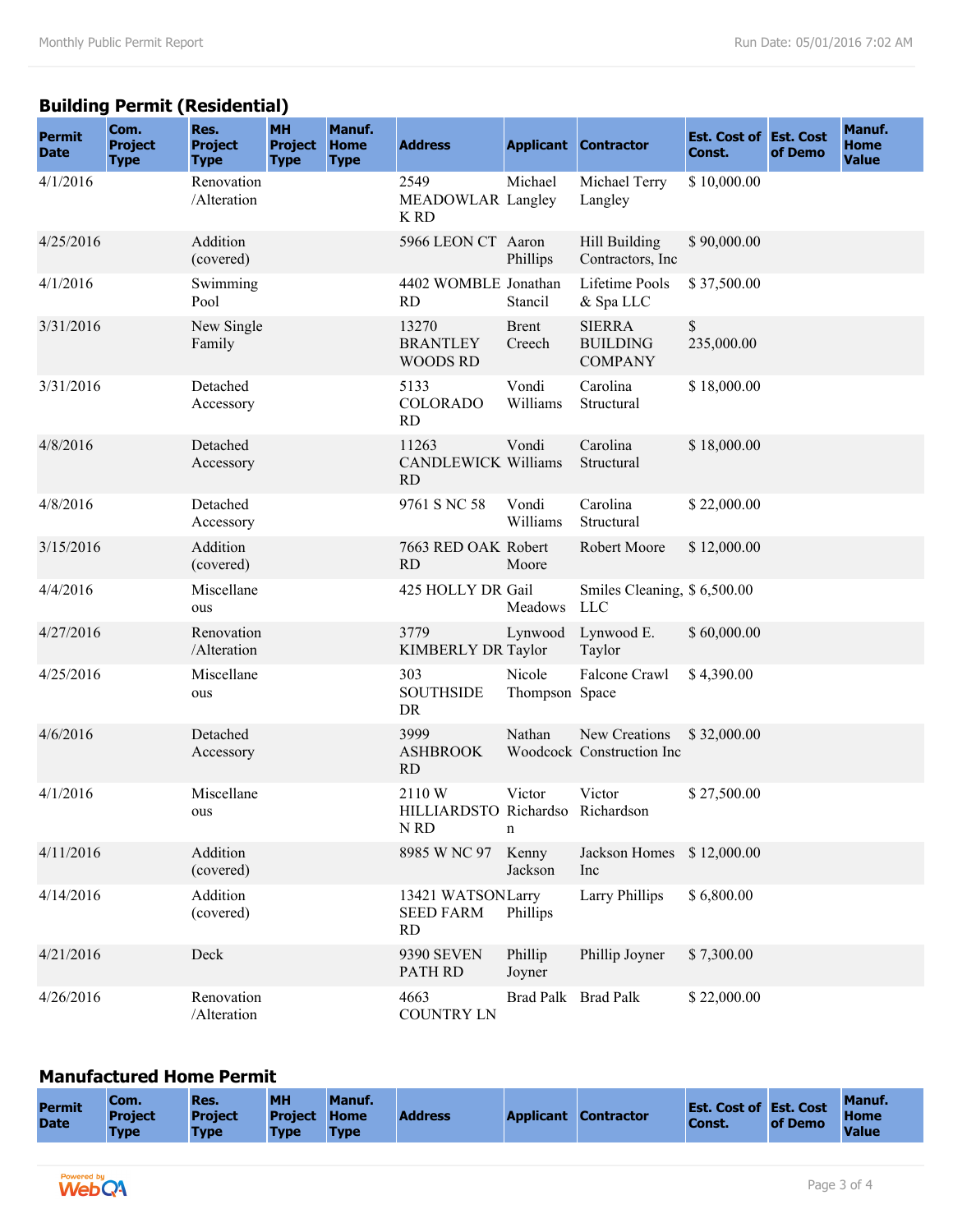## Building Permit (Residential)

| Permit Date | Com. Project Type | Res. Project Type | MH Project Type | Manuf. Home Type | Address | Applicant | Contractor | Est. Cost of Const. | Est. Cost of Demo | Manuf. Home Value |
|---|---|---|---|---|---|---|---|---|---|---|
| 4/1/2016 | | Renovation /Alteration | | | 2549 MEADOWLARK RD | Michael Langley | Michael Terry Langley | $ 10,000.00 | | |
| 4/25/2016 | | Addition (covered) | | | 5966 LEON CT | Aaron Phillips | Hill Building Contractors, Inc | $ 90,000.00 | | |
| 4/1/2016 | | Swimming Pool | | | 4402 WOMBLE RD | Jonathan Stancil | Lifetime Pools & Spa LLC | $ 37,500.00 | | |
| 3/31/2016 | | New Single Family | | | 13270 BRANTLEY WOODS RD | Brent Creech | SIERRA BUILDING COMPANY | $ 235,000.00 | | |
| 3/31/2016 | | Detached Accessory | | | 5133 COLORADO RD | Vondi Williams | Carolina Structural | $ 18,000.00 | | |
| 4/8/2016 | | Detached Accessory | | | 11263 CANDLEWICK RD | Vondi Williams | Carolina Structural | $ 18,000.00 | | |
| 4/8/2016 | | Detached Accessory | | | 9761 S NC 58 | Vondi Williams | Carolina Structural | $ 22,000.00 | | |
| 3/15/2016 | | Addition (covered) | | | 7663 RED OAK RD | Robert Moore | Robert Moore | $ 12,000.00 | | |
| 4/4/2016 | | Miscellaneous | | | 425 HOLLY DR | Gail Meadows | Smiles Cleaning, LLC | $ 6,500.00 | | |
| 4/27/2016 | | Renovation /Alteration | | | 3779 KIMBERLY DR | Lynwood Taylor | Lynwood E. Taylor | $ 60,000.00 | | |
| 4/25/2016 | | Miscellaneous | | | 303 SOUTHSIDE DR | Nicole Thompson | Falcone Crawl Space | $ 4,390.00 | | |
| 4/6/2016 | | Detached Accessory | | | 3999 ASHBROOK RD | Nathan Woodcock | New Creations Construction Inc | $ 32,000.00 | | |
| 4/1/2016 | | Miscellaneous | | | 2110 W HILLIARDSTON RD | Victor Richardson | Victor Richardson | $ 27,500.00 | | |
| 4/11/2016 | | Addition (covered) | | | 8985 W NC 97 | Kenny Jackson | Jackson Homes Inc | $ 12,000.00 | | |
| 4/14/2016 | | Addition (covered) | | | 13421 WATSON SEED FARM RD | Larry Phillips | Larry Phillips | $ 6,800.00 | | |
| 4/21/2016 | | Deck | | | 9390 SEVEN PATH RD | Phillip Joyner | Phillip Joyner | $ 7,300.00 | | |
| 4/26/2016 | | Renovation /Alteration | | | 4663 COUNTRY LN | Brad Palk | Brad Palk | $ 22,000.00 | | |

## Manufactured Home Permit

| Permit Date | Com. Project Type | Res. Project Type | MH Project Type | Manuf. Home Type | Address | Applicant | Contractor | Est. Cost of Const. | Est. Cost of Demo | Manuf. Home Value |
|---|---|---|---|---|---|---|---|---|---|---|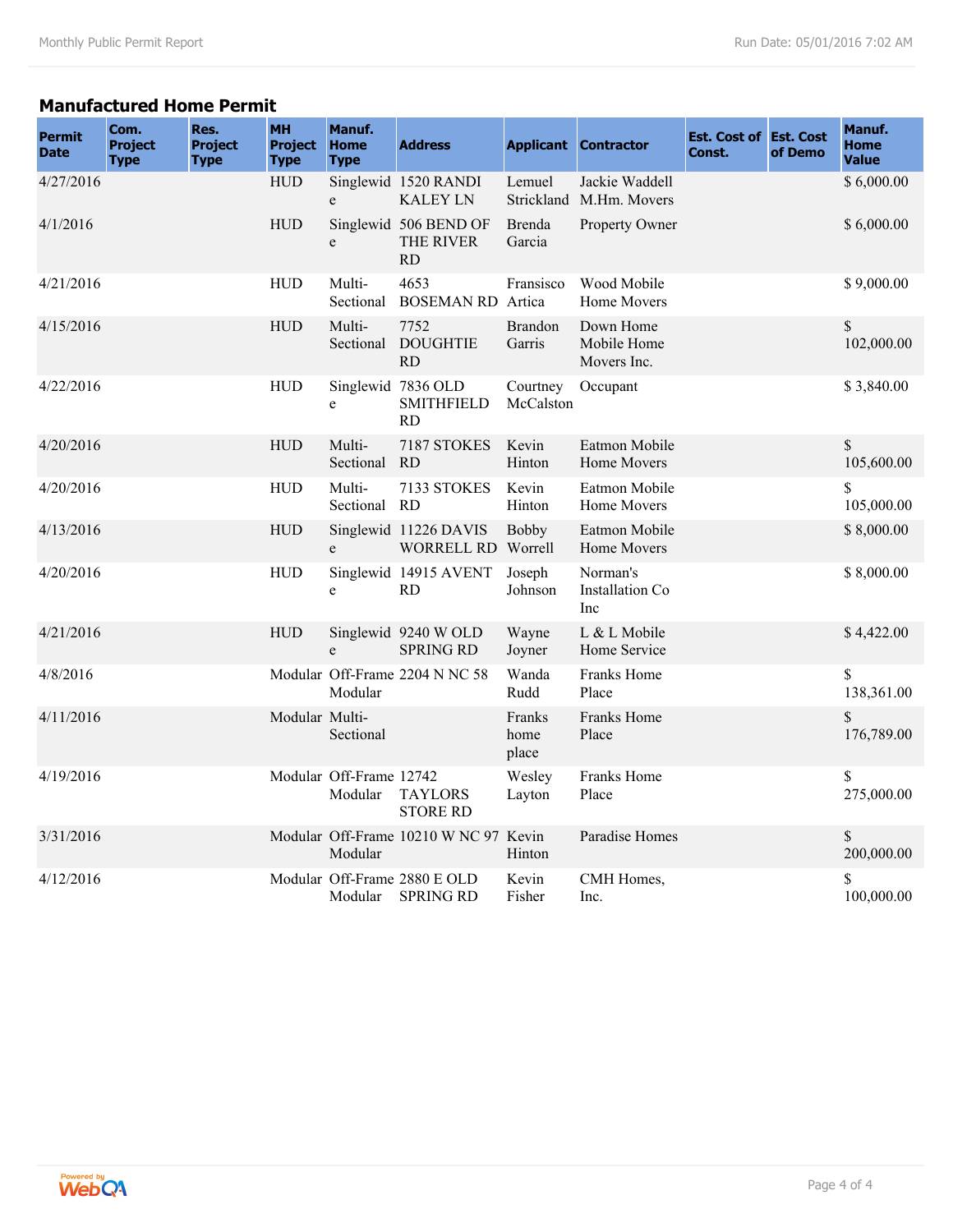## Manufactured Home Permit

| Permit Date | Com. Project Type | Res. Project Type | MH Project Type | Manuf. Home Type | Address | Applicant | Contractor | Est. Cost of Const. | Est. Cost of Demo | Manuf. Home Value |
|---|---|---|---|---|---|---|---|---|---|---|
| 4/27/2016 | | | HUD | Singlewide | 1520 RANDI KALEY LN | Lemuel Strickland | Jackie Waddell M.Hm. Movers | | | $ 6,000.00 |
| 4/1/2016 | | | HUD | Singlewide | 506 BEND OF THE RIVER RD | Brenda Garcia | Property Owner | | | $ 6,000.00 |
| 4/21/2016 | | | HUD | Multi-Sectional | 4653 BOSEMAN RD | Fransisco Artica | Wood Mobile Home Movers | | | $ 9,000.00 |
| 4/15/2016 | | | HUD | Multi-Sectional | 7752 DOUGHTIE RD | Brandon Garris | Down Home Mobile Home Movers Inc. | | | $ 102,000.00 |
| 4/22/2016 | | | HUD | Singlewide | 7836 OLD SMITHFIELD RD | Courtney McCalston | Occupant | | | $ 3,840.00 |
| 4/20/2016 | | | HUD | Multi-Sectional | 7187 STOKES RD | Kevin Hinton | Eatmon Mobile Home Movers | | | $ 105,600.00 |
| 4/20/2016 | | | HUD | Multi-Sectional | 7133 STOKES RD | Kevin Hinton | Eatmon Mobile Home Movers | | | $ 105,000.00 |
| 4/13/2016 | | | HUD | Singlewide | 11226 DAVIS WORRELL RD | Bobby Worrell | Eatmon Mobile Home Movers | | | $ 8,000.00 |
| 4/20/2016 | | | HUD | Singlewide | 14915 AVENT RD | Joseph Johnson | Norman's Installation Co Inc | | | $ 8,000.00 |
| 4/21/2016 | | | HUD | Singlewide | 9240 W OLD SPRING RD | Wayne Joyner | L & L Mobile Home Service | | | $ 4,422.00 |
| 4/8/2016 | | | Modular | Off-Frame Modular | 2204 N NC 58 | Wanda Rudd | Franks Home Place | | | $ 138,361.00 |
| 4/11/2016 | | | Modular | Multi-Sectional | | Franks home place | Franks Home Place | | | $ 176,789.00 |
| 4/19/2016 | | | Modular | Off-Frame Modular | 12742 TAYLORS STORE RD | Wesley Layton | Franks Home Place | | | $ 275,000.00 |
| 3/31/2016 | | | Modular | Off-Frame Modular | 10210 W NC 97 | Kevin Hinton | Paradise Homes | | | $ 200,000.00 |
| 4/12/2016 | | | Modular | Off-Frame Modular | 2880 E OLD SPRING RD | Kevin Fisher | CMH Homes, Inc. | | | $ 100,000.00 |